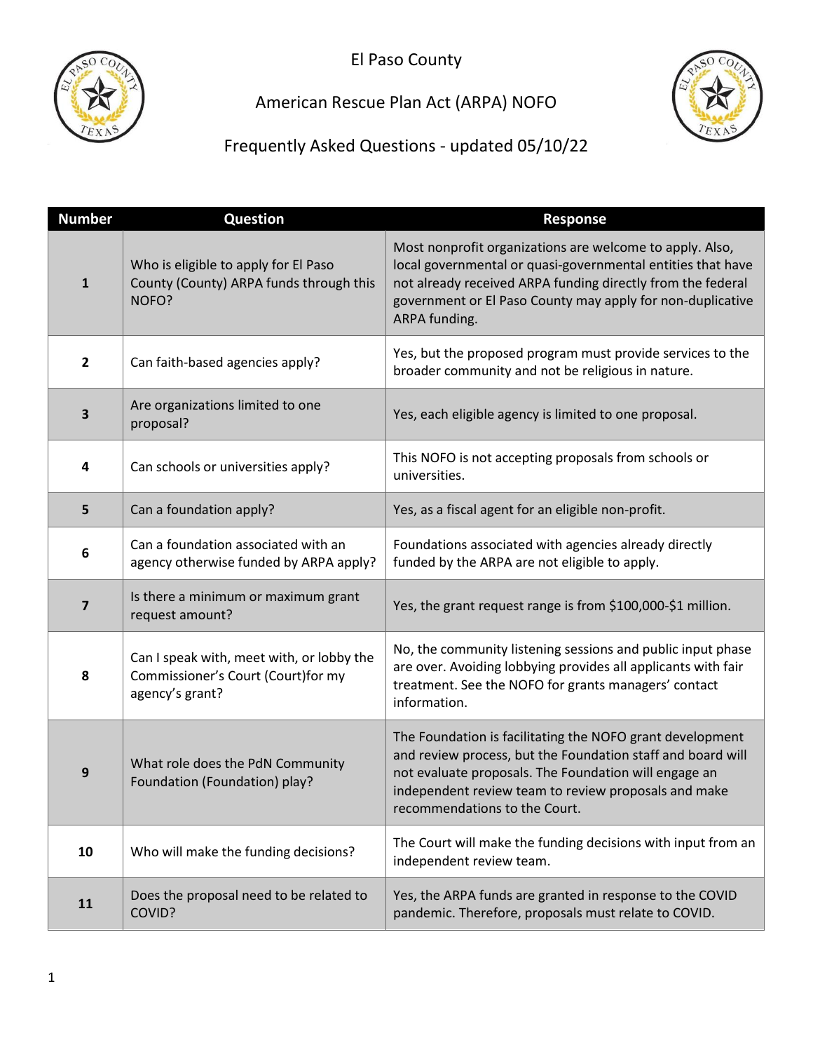# El Paso County

## American Rescue Plan Act (ARPA) NOFO

### Frequently Asked Questions - updated 05/10/22

| Number | Question | Response |
|---|---|---|
| 1 | Who is eligible to apply for El Paso County (County) ARPA funds through this NOFO? | Most nonprofit organizations are welcome to apply. Also, local governmental or quasi-governmental entities that have not already received ARPA funding directly from the federal government or El Paso County may apply for non-duplicative ARPA funding. |
| 2 | Can faith-based agencies apply? | Yes, but the proposed program must provide services to the broader community and not be religious in nature. |
| 3 | Are organizations limited to one proposal? | Yes, each eligible agency is limited to one proposal. |
| 4 | Can schools or universities apply? | This NOFO is not accepting proposals from schools or universities. |
| 5 | Can a foundation apply? | Yes, as a fiscal agent for an eligible non-profit. |
| 6 | Can a foundation associated with an agency otherwise funded by ARPA apply? | Foundations associated with agencies already directly funded by the ARPA are not eligible to apply. |
| 7 | Is there a minimum or maximum grant request amount? | Yes, the grant request range is from $100,000-$1 million. |
| 8 | Can I speak with, meet with, or lobby the Commissioner's Court (Court)for my agency's grant? | No, the community listening sessions and public input phase are over. Avoiding lobbying provides all applicants with fair treatment. See the NOFO for grants managers' contact information. |
| 9 | What role does the PdN Community Foundation (Foundation) play? | The Foundation is facilitating the NOFO grant development and review process, but the Foundation staff and board will not evaluate proposals. The Foundation will engage an independent review team to review proposals and make recommendations to the Court. |
| 10 | Who will make the funding decisions? | The Court will make the funding decisions with input from an independent review team. |
| 11 | Does the proposal need to be related to COVID? | Yes, the ARPA funds are granted in response to the COVID pandemic. Therefore, proposals must relate to COVID. |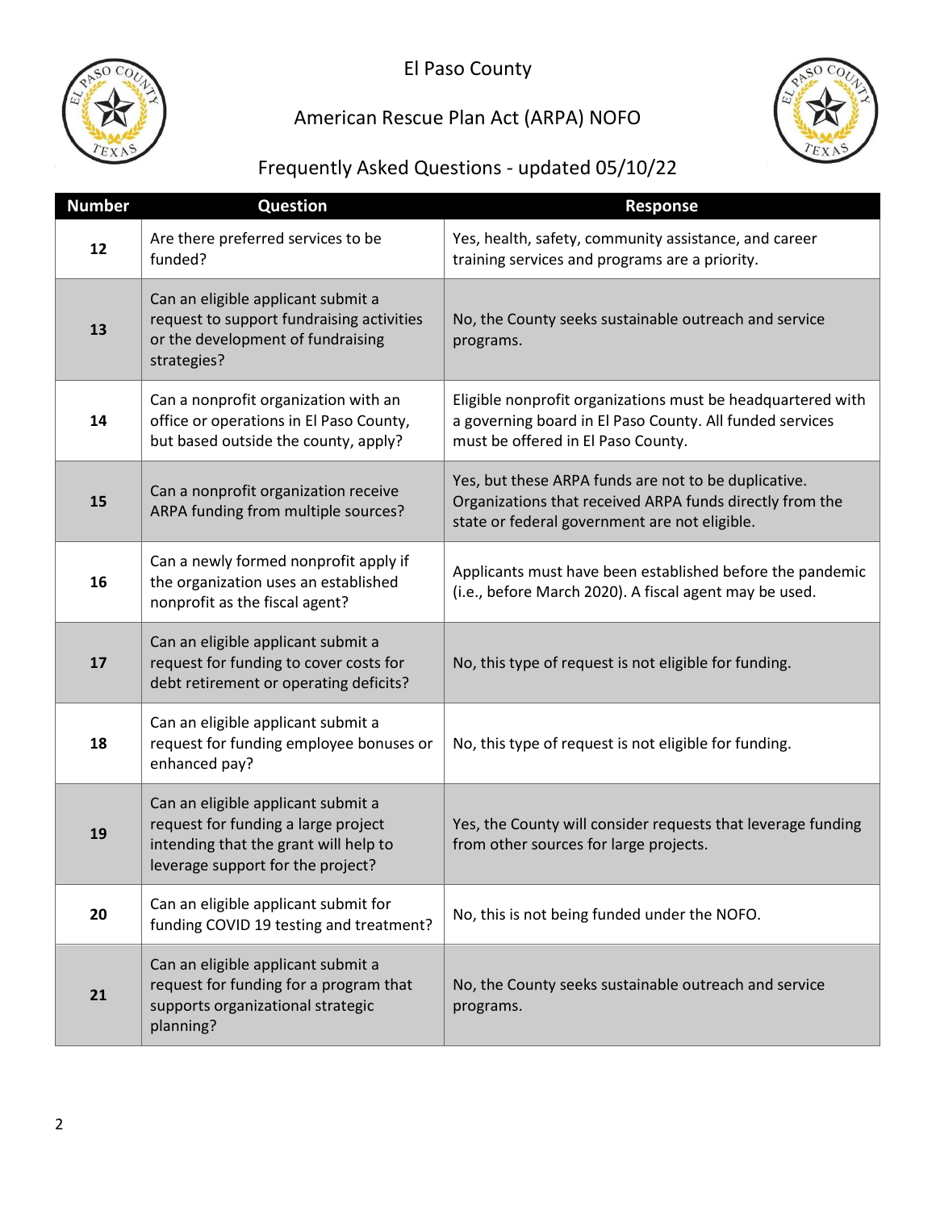El Paso County

American Rescue Plan Act (ARPA) NOFO

Frequently Asked Questions - updated 05/10/22

| Number | Question | Response |
|---|---|---|
| 12 | Are there preferred services to be funded? | Yes, health, safety, community assistance, and career training services and programs are a priority. |
| 13 | Can an eligible applicant submit a request to support fundraising activities or the development of fundraising strategies? | No, the County seeks sustainable outreach and service programs. |
| 14 | Can a nonprofit organization with an office or operations in El Paso County, but based outside the county, apply? | Eligible nonprofit organizations must be headquartered with a governing board in El Paso County. All funded services must be offered in El Paso County. |
| 15 | Can a nonprofit organization receive ARPA funding from multiple sources? | Yes, but these ARPA funds are not to be duplicative. Organizations that received ARPA funds directly from the state or federal government are not eligible. |
| 16 | Can a newly formed nonprofit apply if the organization uses an established nonprofit as the fiscal agent? | Applicants must have been established before the pandemic (i.e., before March 2020). A fiscal agent may be used. |
| 17 | Can an eligible applicant submit a request for funding to cover costs for debt retirement or operating deficits? | No, this type of request is not eligible for funding. |
| 18 | Can an eligible applicant submit a request for funding employee bonuses or enhanced pay? | No, this type of request is not eligible for funding. |
| 19 | Can an eligible applicant submit a request for funding a large project intending that the grant will help to leverage support for the project? | Yes, the County will consider requests that leverage funding from other sources for large projects. |
| 20 | Can an eligible applicant submit for funding COVID 19 testing and treatment? | No, this is not being funded under the NOFO. |
| 21 | Can an eligible applicant submit a request for funding for a program that supports organizational strategic planning? | No, the County seeks sustainable outreach and service programs. |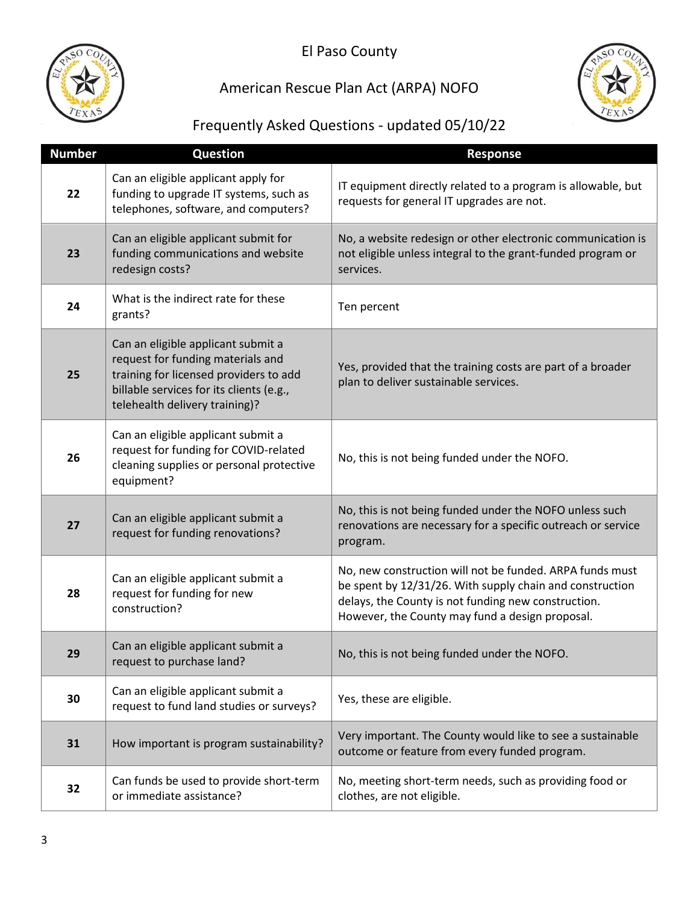El Paso County

American Rescue Plan Act (ARPA) NOFO

Frequently Asked Questions - updated 05/10/22

| Number | Question | Response |
| --- | --- | --- |
| 22 | Can an eligible applicant apply for funding to upgrade IT systems, such as telephones, software, and computers? | IT equipment directly related to a program is allowable, but requests for general IT upgrades are not. |
| 23 | Can an eligible applicant submit for funding communications and website redesign costs? | No, a website redesign or other electronic communication is not eligible unless integral to the grant-funded program or services. |
| 24 | What is the indirect rate for these grants? | Ten percent |
| 25 | Can an eligible applicant submit a request for funding materials and training for licensed providers to add billable services for its clients (e.g., telehealth delivery training)? | Yes, provided that the training costs are part of a broader plan to deliver sustainable services. |
| 26 | Can an eligible applicant submit a request for funding for COVID-related cleaning supplies or personal protective equipment? | No, this is not being funded under the NOFO. |
| 27 | Can an eligible applicant submit a request for funding renovations? | No, this is not being funded under the NOFO unless such renovations are necessary for a specific outreach or service program. |
| 28 | Can an eligible applicant submit a request for funding for new construction? | No, new construction will not be funded. ARPA funds must be spent by 12/31/26. With supply chain and construction delays, the County is not funding new construction. However, the County may fund a design proposal. |
| 29 | Can an eligible applicant submit a request to purchase land? | No, this is not being funded under the NOFO. |
| 30 | Can an eligible applicant submit a request to fund land studies or surveys? | Yes, these are eligible. |
| 31 | How important is program sustainability? | Very important. The County would like to see a sustainable outcome or feature from every funded program. |
| 32 | Can funds be used to provide short-term or immediate assistance? | No, meeting short-term needs, such as providing food or clothes, are not eligible. |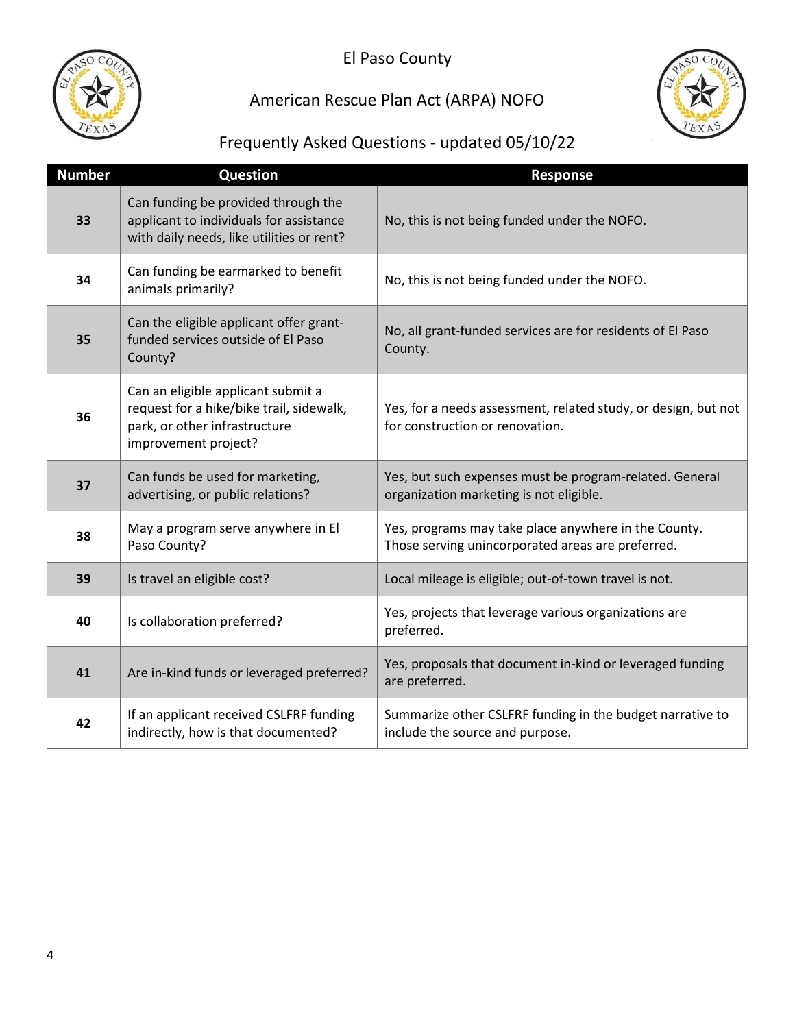El Paso County

American Rescue Plan Act (ARPA) NOFO

Frequently Asked Questions - updated 05/10/22

| Number | Question | Response |
|---|---|---|
| 33 | Can funding be provided through the applicant to individuals for assistance with daily needs, like utilities or rent? | No, this is not being funded under the NOFO. |
| 34 | Can funding be earmarked to benefit animals primarily? | No, this is not being funded under the NOFO. |
| 35 | Can the eligible applicant offer grant-funded services outside of El Paso County? | No, all grant-funded services are for residents of El Paso County. |
| 36 | Can an eligible applicant submit a request for a hike/bike trail, sidewalk, park, or other infrastructure improvement project? | Yes, for a needs assessment, related study, or design, but not for construction or renovation. |
| 37 | Can funds be used for marketing, advertising, or public relations? | Yes, but such expenses must be program-related. General organization marketing is not eligible. |
| 38 | May a program serve anywhere in El Paso County? | Yes, programs may take place anywhere in the County. Those serving unincorporated areas are preferred. |
| 39 | Is travel an eligible cost? | Local mileage is eligible; out-of-town travel is not. |
| 40 | Is collaboration preferred? | Yes, projects that leverage various organizations are preferred. |
| 41 | Are in-kind funds or leveraged preferred? | Yes, proposals that document in-kind or leveraged funding are preferred. |
| 42 | If an applicant received CSLFRF funding indirectly, how is that documented? | Summarize other CSLFRF funding in the budget narrative to include the source and purpose. |